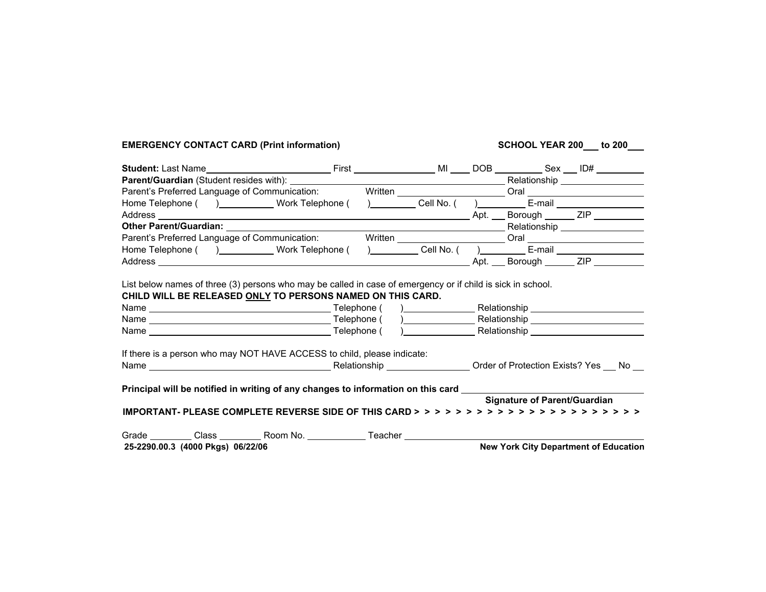**EMERGENCY CONTACT CARD (Print information)** **SCHOOL YEAR 200___ to 200___**

**Student:** Last Name________________________ First ________________ MI ____ DOB _________ Sex ___ ID# _________

**Parent/Guardian** (Student resides with): ________________________________________ Relationship _____________

Parent's Preferred Language of Communication: Written _____________________ Oral _____________________

Home Telephone ( )___________ Work Telephone ( )_________ Cell No. ( )_________ E-mail _______________

Address ____________________________________________________________ Apt. ___ Borough ______ ZIP __________

**Other Parent/Guardian:** ________________________________________________________ Relationship _____________

Parent's Preferred Language of Communication: Written _____________________ Oral _____________________

Home Telephone ( )___________ Work Telephone ( )_________ Cell No. ( )_________ E-mail _______________

Address ____________________________________________________________ Apt. ___ Borough ______ ZIP __________

List below names of three (3) persons who may be called in case of emergency or if child is sick in school.

**CHILD WILL BE RELEASED <u>ONLY</u> TO PERSONS NAMED ON THIS CARD.**

Name ___________________________________ Telephone ( )______________ Relationship ______________________

Name ___________________________________ Telephone ( )______________ Relationship ______________________

Name ___________________________________ Telephone ( )______________ Relationship ______________________

If there is a person who may NOT HAVE ACCESS to child, please indicate:

Name ___________________________________ Relationship ________________ Order of Protection Exists? Yes ___ No ___

**Principal will be notified in writing of any changes to information on this card** ___________________________

**Signature of Parent/Guardian**

**IMPORTANT- PLEASE COMPLETE REVERSE SIDE OF THIS CARD > > > > > > > > > > > > > > > > > > > > > > >**

Grade ________ Class ________ Room No. ___________ Teacher _____________________________________________

**25-2290.00.3 (4000 Pkgs) 06/22/06** **New York City Department of Education**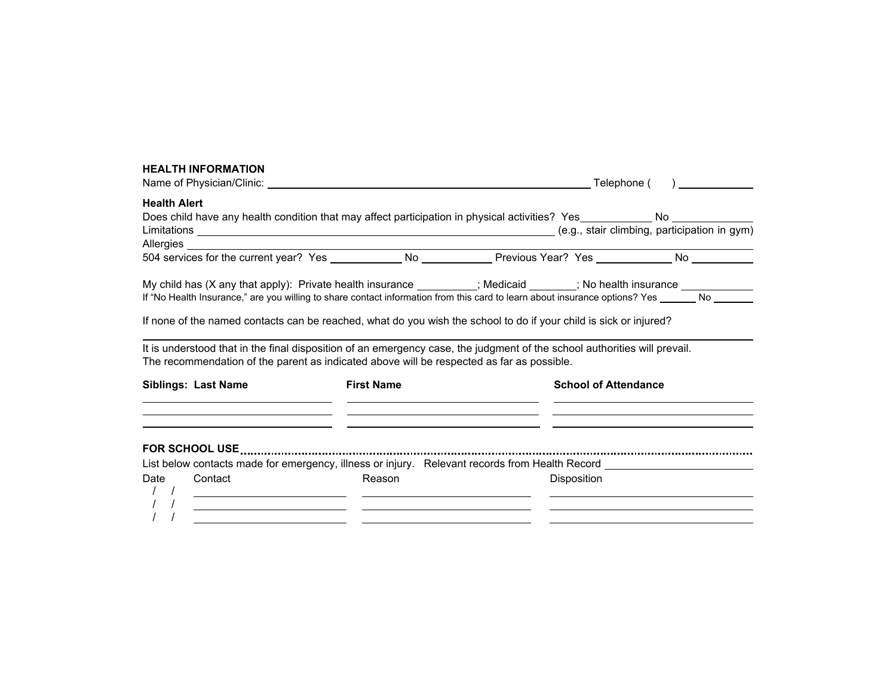**HEALTH INFORMATION**

Name of Physician/Clinic: ______________________________________________ Telephone (    ) __________

**Health Alert**

Does child have any health condition that may affect participation in physical activities? Yes__________ No ___________

Limitations ______________________________________________ (e.g., stair climbing, participation in gym)

Allergies ____________________________________________________________________________

504 services for the current year? Yes __________ No __________ Previous Year? Yes __________ No __________

My child has (X any that apply): Private health insurance _________; Medicaid _______; No health insurance __________

If "No Health Insurance," are you willing to share contact information from this card to learn about insurance options? Yes ______ No ______

If none of the named contacts can be reached, what do you wish the school to do if your child is sick or injured?

______________________________________________________________________________________

It is understood that in the final disposition of an emergency case, the judgment of the school authorities will prevail.
The recommendation of the parent as indicated above will be respected as far as possible.

| **Siblings: Last Name** | **First Name** | **School of Attendance** |
|---|---|---|
| | | |
| | | |
| | | |

**FOR SCHOOL USE**

List below contacts made for emergency, illness or injury. Relevant records from Health Record ____________________

| Date | Contact | Reason | Disposition |
|---|---|---|---|
| / / | | | |
| / / | | | |
| / / | | | |